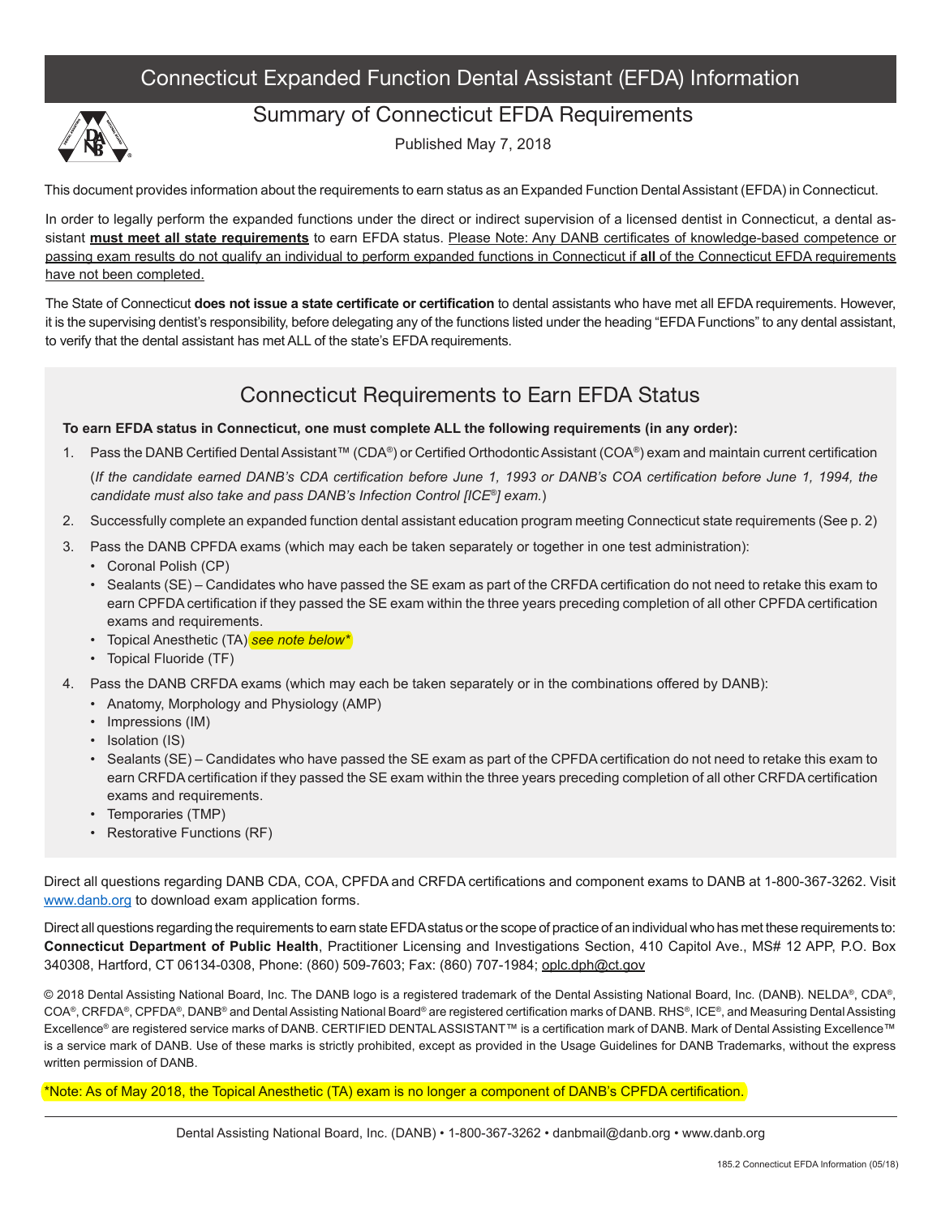# Connecticut Expanded Function Dental Assistant (EFDA) Information

## Summary of Connecticut EFDA Requirements

Published May 7, 2018

This document provides information about the requirements to earn status as an Expanded Function Dental Assistant (EFDA) in Connecticut.

In order to legally perform the expanded functions under the direct or indirect supervision of a licensed dentist in Connecticut, a dental assistant **must meet all state requirements** to earn EFDA status. Please Note: Any DANB certificates of knowledge-based competence or passing exam results do not qualify an individual to perform expanded functions in Connecticut if **all** of the Connecticut EFDA requirements have not been completed.

The State of Connecticut **does not issue a state certificate or certification** to dental assistants who have met all EFDA requirements. However, it is the supervising dentist's responsibility, before delegating any of the functions listed under the heading "EFDA Functions" to any dental assistant, to verify that the dental assistant has met ALL of the state's EFDA requirements.

## Connecticut Requirements to Earn EFDA Status

**To earn EFDA status in Connecticut, one must complete ALL the following requirements (in any order):**

1. Pass the DANB Certified Dental Assistant™ (CDA®) or Certified Orthodontic Assistant (COA®) exam and maintain current certification

   (*If the candidate earned DANB's CDA certification before June 1, 1993 or DANB's COA certification before June 1, 1994, the candidate must also take and pass DANB's Infection Control [ICE®] exam.*)

2. Successfully complete an expanded function dental assistant education program meeting Connecticut state requirements (See p. 2)

3. Pass the DANB CPFDA exams (which may each be taken separately or together in one test administration):
   - Coronal Polish (CP)
   - Sealants (SE) – Candidates who have passed the SE exam as part of the CRFDA certification do not need to retake this exam to earn CPFDA certification if they passed the SE exam within the three years preceding completion of all other CPFDA certification exams and requirements.
   - Topical Anesthetic (TA) *see note below**
   - Topical Fluoride (TF)

4. Pass the DANB CRFDA exams (which may each be taken separately or in the combinations offered by DANB):
   - Anatomy, Morphology and Physiology (AMP)
   - Impressions (IM)
   - Isolation (IS)
   - Sealants (SE) – Candidates who have passed the SE exam as part of the CPFDA certification do not need to retake this exam to earn CRFDA certification if they passed the SE exam within the three years preceding completion of all other CRFDA certification exams and requirements.
   - Temporaries (TMP)
   - Restorative Functions (RF)

Direct all questions regarding DANB CDA, COA, CPFDA and CRFDA certifications and component exams to DANB at 1-800-367-3262. Visit www.danb.org to download exam application forms.

Direct all questions regarding the requirements to earn state EFDA status or the scope of practice of an individual who has met these requirements to: **Connecticut Department of Public Health**, Practitioner Licensing and Investigations Section, 410 Capitol Ave., MS# 12 APP, P.O. Box 340308, Hartford, CT 06134-0308, Phone: (860) 509-7603; Fax: (860) 707-1984; oplc.dph@ct.gov

© 2018 Dental Assisting National Board, Inc. The DANB logo is a registered trademark of the Dental Assisting National Board, Inc. (DANB). NELDA®, CDA®, COA®, CRFDA®, CPFDA®, DANB® and Dental Assisting National Board® are registered certification marks of DANB. RHS®, ICE®, and Measuring Dental Assisting Excellence® are registered service marks of DANB. CERTIFIED DENTAL ASSISTANT™ is a certification mark of DANB. Mark of Dental Assisting Excellence™ is a service mark of DANB. Use of these marks is strictly prohibited, except as provided in the Usage Guidelines for DANB Trademarks, without the express written permission of DANB.

*Note: As of May 2018, the Topical Anesthetic (TA) exam is no longer a component of DANB's CPFDA certification.

Dental Assisting National Board, Inc. (DANB) • 1-800-367-3262 • danbmail@danb.org • www.danb.org

185.2 Connecticut EFDA Information (05/18)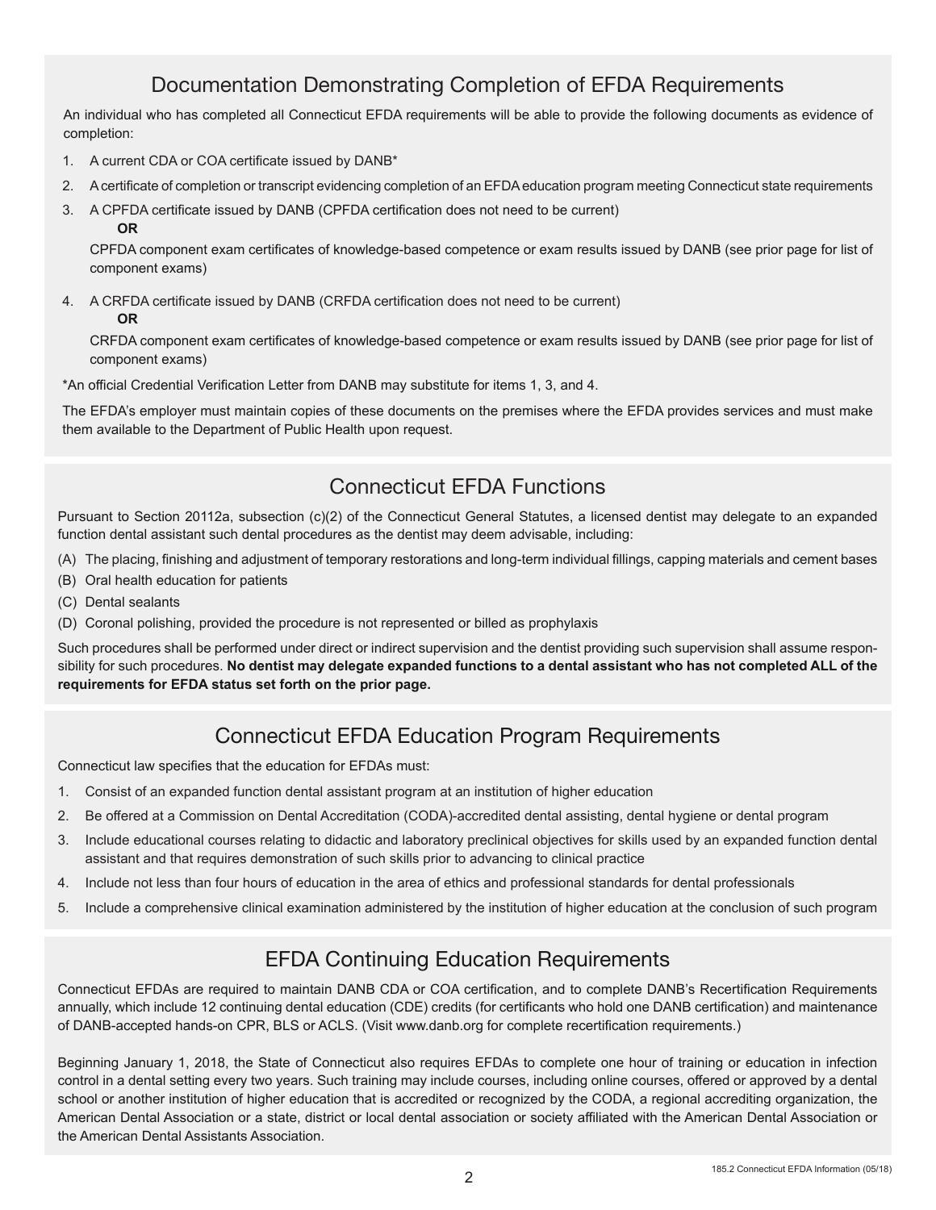## Documentation Demonstrating Completion of EFDA Requirements

An individual who has completed all Connecticut EFDA requirements will be able to provide the following documents as evidence of completion:

1. A current CDA or COA certificate issued by DANB*
2. A certificate of completion or transcript evidencing completion of an EFDA education program meeting Connecticut state requirements
3. A CPFDA certificate issued by DANB (CPFDA certification does not need to be current)

   **OR**

   CPFDA component exam certificates of knowledge-based competence or exam results issued by DANB (see prior page for list of component exams)
4. A CRFDA certificate issued by DANB (CRFDA certification does not need to be current)

   **OR**

   CRFDA component exam certificates of knowledge-based competence or exam results issued by DANB (see prior page for list of component exams)

*An official Credential Verification Letter from DANB may substitute for items 1, 3, and 4.

The EFDA's employer must maintain copies of these documents on the premises where the EFDA provides services and must make them available to the Department of Public Health upon request.

## Connecticut EFDA Functions

Pursuant to Section 20112a, subsection (c)(2) of the Connecticut General Statutes, a licensed dentist may delegate to an expanded function dental assistant such dental procedures as the dentist may deem advisable, including:

(A) The placing, finishing and adjustment of temporary restorations and long-term individual fillings, capping materials and cement bases
(B) Oral health education for patients
(C) Dental sealants
(D) Coronal polishing, provided the procedure is not represented or billed as prophylaxis

Such procedures shall be performed under direct or indirect supervision and the dentist providing such supervision shall assume responsibility for such procedures. **No dentist may delegate expanded functions to a dental assistant who has not completed ALL of the requirements for EFDA status set forth on the prior page.**

## Connecticut EFDA Education Program Requirements

Connecticut law specifies that the education for EFDAs must:

1. Consist of an expanded function dental assistant program at an institution of higher education
2. Be offered at a Commission on Dental Accreditation (CODA)-accredited dental assisting, dental hygiene or dental program
3. Include educational courses relating to didactic and laboratory preclinical objectives for skills used by an expanded function dental assistant and that requires demonstration of such skills prior to advancing to clinical practice
4. Include not less than four hours of education in the area of ethics and professional standards for dental professionals
5. Include a comprehensive clinical examination administered by the institution of higher education at the conclusion of such program

## EFDA Continuing Education Requirements

Connecticut EFDAs are required to maintain DANB CDA or COA certification, and to complete DANB's Recertification Requirements annually, which include 12 continuing dental education (CDE) credits (for certificants who hold one DANB certification) and maintenance of DANB-accepted hands-on CPR, BLS or ACLS. (Visit www.danb.org for complete recertification requirements.)

Beginning January 1, 2018, the State of Connecticut also requires EFDAs to complete one hour of training or education in infection control in a dental setting every two years. Such training may include courses, including online courses, offered or approved by a dental school or another institution of higher education that is accredited or recognized by the CODA, a regional accrediting organization, the American Dental Association or a state, district or local dental association or society affiliated with the American Dental Association or the American Dental Assistants Association.